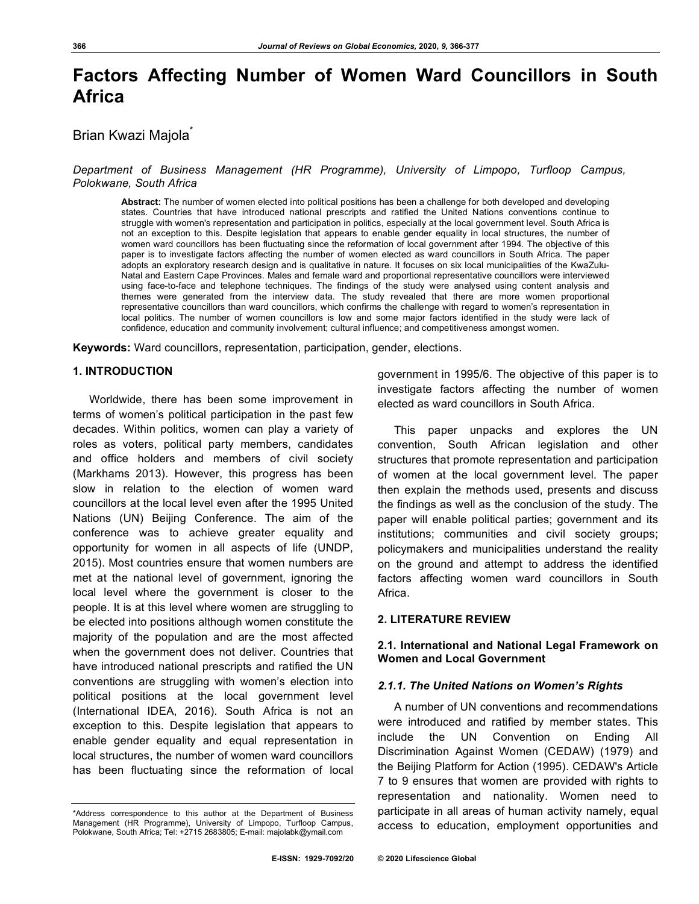# Factors Affecting Number of Women Ward Councillors in South Africa

Brian Kwazi Majola*

*Department of Business Management (HR Programme), University of Limpopo, Turfloop Campus, Polokwane, South Africa*

**Abstract:** The number of women elected into political positions has been a challenge for both developed and developing states. Countries that have introduced national prescripts and ratified the United Nations conventions continue to struggle with women's representation and participation in politics, especially at the local government level. South Africa is not an exception to this. Despite legislation that appears to enable gender equality in local structures, the number of women ward councillors has been fluctuating since the reformation of local government after 1994. The objective of this paper is to investigate factors affecting the number of women elected as ward councillors in South Africa. The paper adopts an exploratory research design and is qualitative in nature. It focuses on six local municipalities of the KwaZulu-Natal and Eastern Cape Provinces. Males and female ward and proportional representative councillors were interviewed using face-to-face and telephone techniques. The findings of the study were analysed using content analysis and themes were generated from the interview data. The study revealed that there are more women proportional representative councillors than ward councillors, which confirms the challenge with regard to women's representation in local politics. The number of women councillors is low and some major factors identified in the study were lack of confidence, education and community involvement; cultural influence; and competitiveness amongst women.

**Keywords:** Ward councillors, representation, participation, gender, elections.

## 1. INTRODUCTION

Worldwide, there has been some improvement in terms of women's political participation in the past few decades. Within politics, women can play a variety of roles as voters, political party members, candidates and office holders and members of civil society (Markhams 2013). However, this progress has been slow in relation to the election of women ward councillors at the local level even after the 1995 United Nations (UN) Beijing Conference. The aim of the conference was to achieve greater equality and opportunity for women in all aspects of life (UNDP, 2015). Most countries ensure that women numbers are met at the national level of government, ignoring the local level where the government is closer to the people. It is at this level where women are struggling to be elected into positions although women constitute the majority of the population and are the most affected when the government does not deliver. Countries that have introduced national prescripts and ratified the UN conventions are struggling with women's election into political positions at the local government level (International IDEA, 2016). South Africa is not an exception to this. Despite legislation that appears to enable gender equality and equal representation in local structures, the number of women ward councillors has been fluctuating since the reformation of local government in 1995/6. The objective of this paper is to investigate factors affecting the number of women elected as ward councillors in South Africa.

This paper unpacks and explores the UN convention, South African legislation and other structures that promote representation and participation of women at the local government level. The paper then explain the methods used, presents and discuss the findings as well as the conclusion of the study. The paper will enable political parties; government and its institutions; communities and civil society groups; policymakers and municipalities understand the reality on the ground and attempt to address the identified factors affecting women ward councillors in South Africa.

## 2. LITERATURE REVIEW

### 2.1. International and National Legal Framework on Women and Local Government

#### *2.1.1. The United Nations on Women's Rights*

A number of UN conventions and recommendations were introduced and ratified by member states. This include the UN Convention on Ending All Discrimination Against Women (CEDAW) (1979) and the Beijing Platform for Action (1995). CEDAW's Article 7 to 9 ensures that women are provided with rights to representation and nationality. Women need to participate in all areas of human activity namely, equal access to education, employment opportunities and

*Address correspondence to this author at the Department of Business Management (HR Programme), University of Limpopo, Turfloop Campus, Polokwane, South Africa; Tel: +2715 2683805; E-mail: majolabk@ymail.com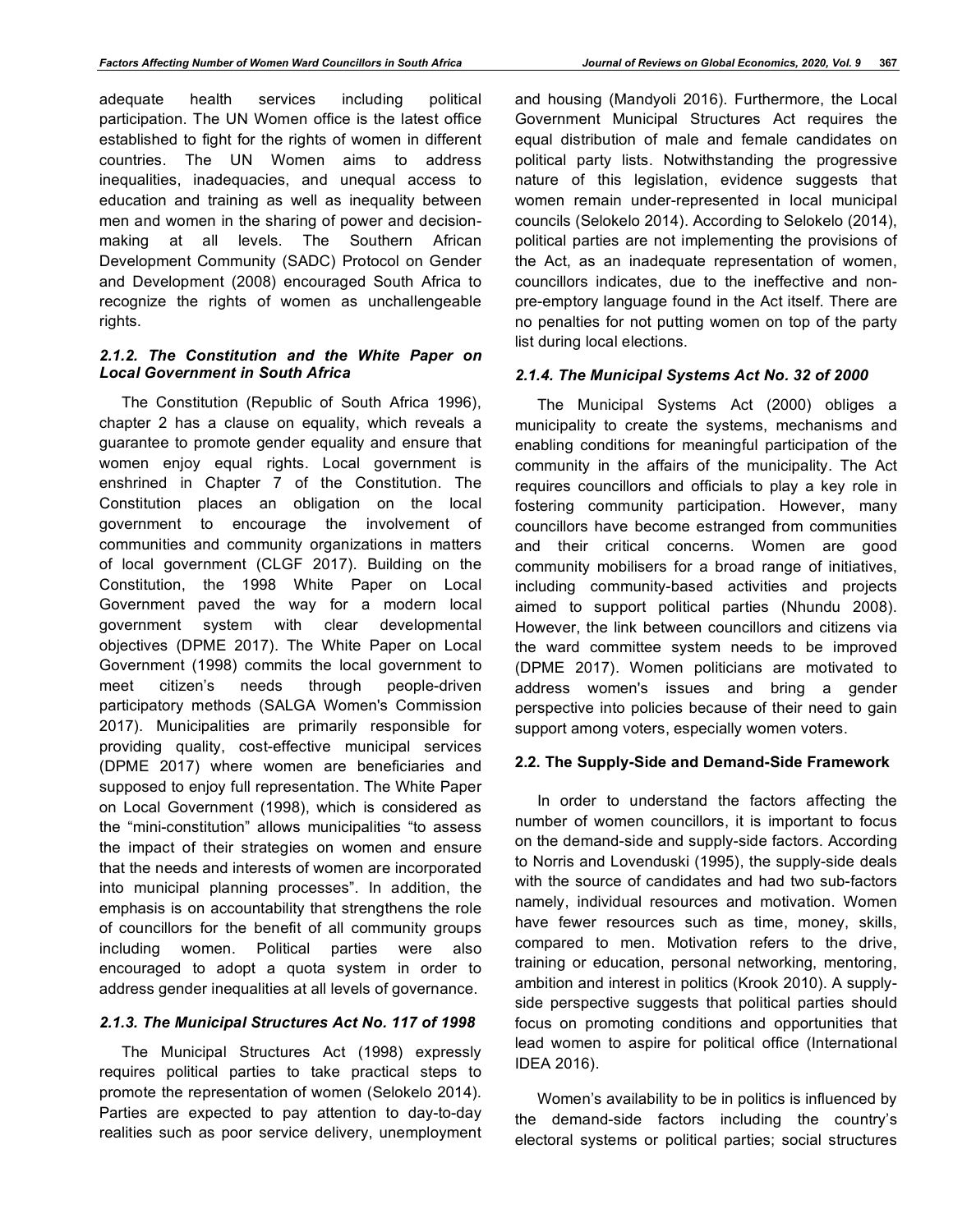adequate health services including political participation. The UN Women office is the latest office established to fight for the rights of women in different countries. The UN Women aims to address inequalities, inadequacies, and unequal access to education and training as well as inequality between men and women in the sharing of power and decision-making at all levels. The Southern African Development Community (SADC) Protocol on Gender and Development (2008) encouraged South Africa to recognize the rights of women as unchallengeable rights.

### *2.1.2. The Constitution and the White Paper on Local Government in South Africa*

The Constitution (Republic of South Africa 1996), chapter 2 has a clause on equality, which reveals a guarantee to promote gender equality and ensure that women enjoy equal rights. Local government is enshrined in Chapter 7 of the Constitution. The Constitution places an obligation on the local government to encourage the involvement of communities and community organizations in matters of local government (CLGF 2017). Building on the Constitution, the 1998 White Paper on Local Government paved the way for a modern local government system with clear developmental objectives (DPME 2017). The White Paper on Local Government (1998) commits the local government to meet citizen's needs through people-driven participatory methods (SALGA Women's Commission 2017). Municipalities are primarily responsible for providing quality, cost-effective municipal services (DPME 2017) where women are beneficiaries and supposed to enjoy full representation. The White Paper on Local Government (1998), which is considered as the "mini-constitution" allows municipalities "to assess the impact of their strategies on women and ensure that the needs and interests of women are incorporated into municipal planning processes". In addition, the emphasis is on accountability that strengthens the role of councillors for the benefit of all community groups including women. Political parties were also encouraged to adopt a quota system in order to address gender inequalities at all levels of governance.

### *2.1.3. The Municipal Structures Act No. 117 of 1998*

The Municipal Structures Act (1998) expressly requires political parties to take practical steps to promote the representation of women (Selokelo 2014). Parties are expected to pay attention to day-to-day realities such as poor service delivery, unemployment and housing (Mandyoli 2016). Furthermore, the Local Government Municipal Structures Act requires the equal distribution of male and female candidates on political party lists. Notwithstanding the progressive nature of this legislation, evidence suggests that women remain under-represented in local municipal councils (Selokelo 2014). According to Selokelo (2014), political parties are not implementing the provisions of the Act, as an inadequate representation of women, councillors indicates, due to the ineffective and non-pre-emptory language found in the Act itself. There are no penalties for not putting women on top of the party list during local elections.

### *2.1.4. The Municipal Systems Act No. 32 of 2000*

The Municipal Systems Act (2000) obliges a municipality to create the systems, mechanisms and enabling conditions for meaningful participation of the community in the affairs of the municipality. The Act requires councillors and officials to play a key role in fostering community participation. However, many councillors have become estranged from communities and their critical concerns. Women are good community mobilisers for a broad range of initiatives, including community-based activities and projects aimed to support political parties (Nhundu 2008). However, the link between councillors and citizens via the ward committee system needs to be improved (DPME 2017). Women politicians are motivated to address women's issues and bring a gender perspective into policies because of their need to gain support among voters, especially women voters.

## **2.2. The Supply-Side and Demand-Side Framework**

In order to understand the factors affecting the number of women councillors, it is important to focus on the demand-side and supply-side factors. According to Norris and Lovenduski (1995), the supply-side deals with the source of candidates and had two sub-factors namely, individual resources and motivation. Women have fewer resources such as time, money, skills, compared to men. Motivation refers to the drive, training or education, personal networking, mentoring, ambition and interest in politics (Krook 2010). A supply-side perspective suggests that political parties should focus on promoting conditions and opportunities that lead women to aspire for political office (International IDEA 2016).

Women's availability to be in politics is influenced by the demand-side factors including the country's electoral systems or political parties; social structures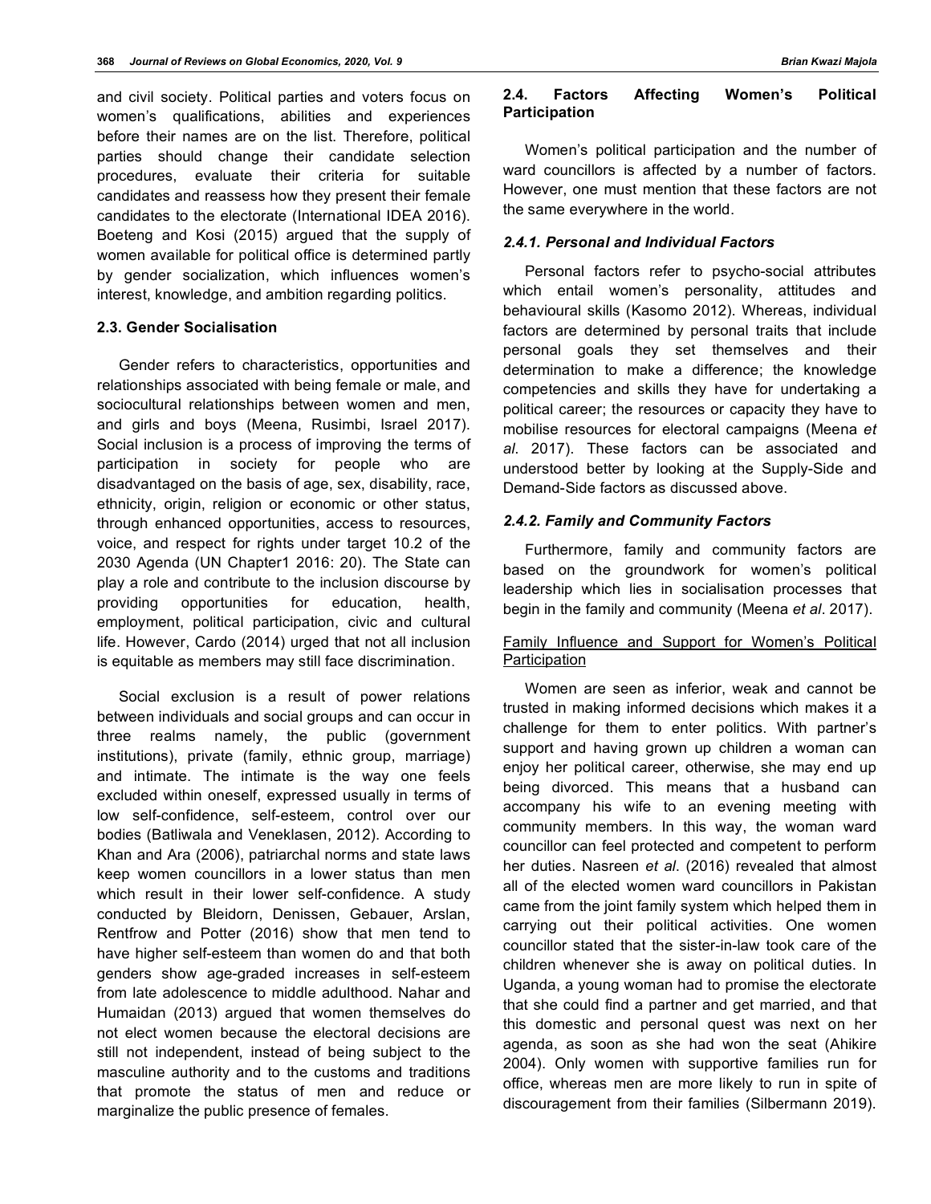and civil society. Political parties and voters focus on women's qualifications, abilities and experiences before their names are on the list. Therefore, political parties should change their candidate selection procedures, evaluate their criteria for suitable candidates and reassess how they present their female candidates to the electorate (International IDEA 2016). Boeteng and Kosi (2015) argued that the supply of women available for political office is determined partly by gender socialization, which influences women's interest, knowledge, and ambition regarding politics.

### 2.3. Gender Socialisation

Gender refers to characteristics, opportunities and relationships associated with being female or male, and sociocultural relationships between women and men, and girls and boys (Meena, Rusimbi, Israel 2017). Social inclusion is a process of improving the terms of participation in society for people who are disadvantaged on the basis of age, sex, disability, race, ethnicity, origin, religion or economic or other status, through enhanced opportunities, access to resources, voice, and respect for rights under target 10.2 of the 2030 Agenda (UN Chapter1 2016: 20). The State can play a role and contribute to the inclusion discourse by providing opportunities for education, health, employment, political participation, civic and cultural life. However, Cardo (2014) urged that not all inclusion is equitable as members may still face discrimination.

Social exclusion is a result of power relations between individuals and social groups and can occur in three realms namely, the public (government institutions), private (family, ethnic group, marriage) and intimate. The intimate is the way one feels excluded within oneself, expressed usually in terms of low self-confidence, self-esteem, control over our bodies (Batliwala and Veneklasen, 2012). According to Khan and Ara (2006), patriarchal norms and state laws keep women councillors in a lower status than men which result in their lower self-confidence. A study conducted by Bleidorn, Denissen, Gebauer, Arslan, Rentfrow and Potter (2016) show that men tend to have higher self-esteem than women do and that both genders show age-graded increases in self-esteem from late adolescence to middle adulthood. Nahar and Humaidan (2013) argued that women themselves do not elect women because the electoral decisions are still not independent, instead of being subject to the masculine authority and to the customs and traditions that promote the status of men and reduce or marginalize the public presence of females.

### 2.4. Factors Affecting Women's Political Participation

Women's political participation and the number of ward councillors is affected by a number of factors. However, one must mention that these factors are not the same everywhere in the world.

#### *2.4.1. Personal and Individual Factors*

Personal factors refer to psycho-social attributes which entail women's personality, attitudes and behavioural skills (Kasomo 2012). Whereas, individual factors are determined by personal traits that include personal goals they set themselves and their determination to make a difference; the knowledge competencies and skills they have for undertaking a political career; the resources or capacity they have to mobilise resources for electoral campaigns (Meena *et al*. 2017). These factors can be associated and understood better by looking at the Supply-Side and Demand-Side factors as discussed above.

#### *2.4.2. Family and Community Factors*

Furthermore, family and community factors are based on the groundwork for women's political leadership which lies in socialisation processes that begin in the family and community (Meena *et al*. 2017).

Family Influence and Support for Women's Political Participation

Women are seen as inferior, weak and cannot be trusted in making informed decisions which makes it a challenge for them to enter politics. With partner's support and having grown up children a woman can enjoy her political career, otherwise, she may end up being divorced. This means that a husband can accompany his wife to an evening meeting with community members. In this way, the woman ward councillor can feel protected and competent to perform her duties. Nasreen *et al*. (2016) revealed that almost all of the elected women ward councillors in Pakistan came from the joint family system which helped them in carrying out their political activities. One women councillor stated that the sister-in-law took care of the children whenever she is away on political duties. In Uganda, a young woman had to promise the electorate that she could find a partner and get married, and that this domestic and personal quest was next on her agenda, as soon as she had won the seat (Ahikire 2004). Only women with supportive families run for office, whereas men are more likely to run in spite of discouragement from their families (Silbermann 2019).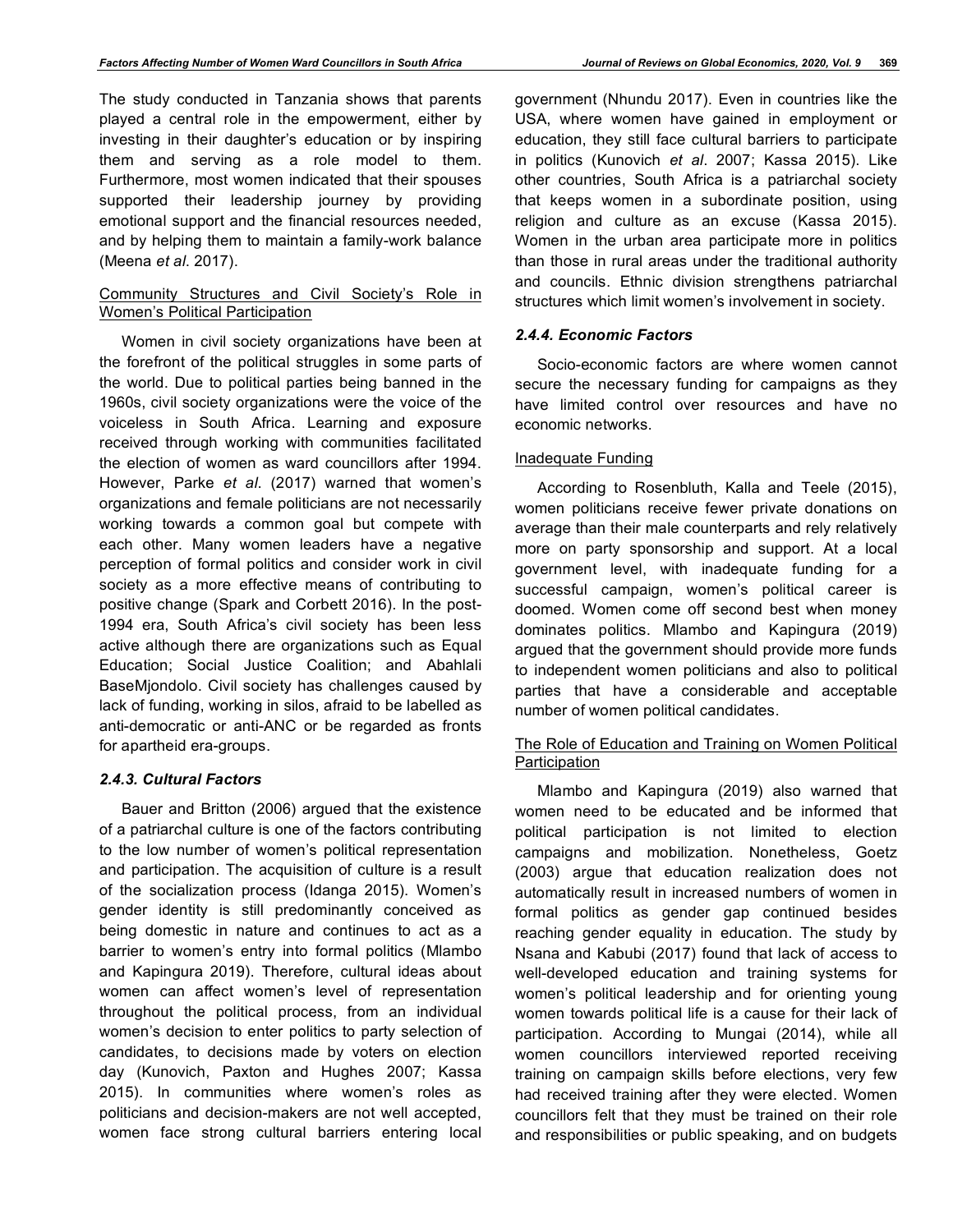The study conducted in Tanzania shows that parents played a central role in the empowerment, either by investing in their daughter's education or by inspiring them and serving as a role model to them. Furthermore, most women indicated that their spouses supported their leadership journey by providing emotional support and the financial resources needed, and by helping them to maintain a family-work balance (Meena *et al*. 2017).

Community Structures and Civil Society's Role in Women's Political Participation

Women in civil society organizations have been at the forefront of the political struggles in some parts of the world. Due to political parties being banned in the 1960s, civil society organizations were the voice of the voiceless in South Africa. Learning and exposure received through working with communities facilitated the election of women as ward councillors after 1994. However, Parke *et al*. (2017) warned that women's organizations and female politicians are not necessarily working towards a common goal but compete with each other. Many women leaders have a negative perception of formal politics and consider work in civil society as a more effective means of contributing to positive change (Spark and Corbett 2016). In the post-1994 era, South Africa's civil society has been less active although there are organizations such as Equal Education; Social Justice Coalition; and Abahlali BaseMjondolo. Civil society has challenges caused by lack of funding, working in silos, afraid to be labelled as anti-democratic or anti-ANC or be regarded as fronts for apartheid era-groups.

### 2.4.3. Cultural Factors

Bauer and Britton (2006) argued that the existence of a patriarchal culture is one of the factors contributing to the low number of women's political representation and participation. The acquisition of culture is a result of the socialization process (Idanga 2015). Women's gender identity is still predominantly conceived as being domestic in nature and continues to act as a barrier to women's entry into formal politics (Mlambo and Kapingura 2019). Therefore, cultural ideas about women can affect women's level of representation throughout the political process, from an individual women's decision to enter politics to party selection of candidates, to decisions made by voters on election day (Kunovich, Paxton and Hughes 2007; Kassa 2015). In communities where women's roles as politicians and decision-makers are not well accepted, women face strong cultural barriers entering local government (Nhundu 2017). Even in countries like the USA, where women have gained in employment or education, they still face cultural barriers to participate in politics (Kunovich *et al*. 2007; Kassa 2015). Like other countries, South Africa is a patriarchal society that keeps women in a subordinate position, using religion and culture as an excuse (Kassa 2015). Women in the urban area participate more in politics than those in rural areas under the traditional authority and councils. Ethnic division strengthens patriarchal structures which limit women's involvement in society.

### 2.4.4. Economic Factors

Socio-economic factors are where women cannot secure the necessary funding for campaigns as they have limited control over resources and have no economic networks.

Inadequate Funding

According to Rosenbluth, Kalla and Teele (2015), women politicians receive fewer private donations on average than their male counterparts and rely relatively more on party sponsorship and support. At a local government level, with inadequate funding for a successful campaign, women's political career is doomed. Women come off second best when money dominates politics. Mlambo and Kapingura (2019) argued that the government should provide more funds to independent women politicians and also to political parties that have a considerable and acceptable number of women political candidates.

The Role of Education and Training on Women Political Participation

Mlambo and Kapingura (2019) also warned that women need to be educated and be informed that political participation is not limited to election campaigns and mobilization. Nonetheless, Goetz (2003) argue that education realization does not automatically result in increased numbers of women in formal politics as gender gap continued besides reaching gender equality in education. The study by Nsana and Kabubi (2017) found that lack of access to well-developed education and training systems for women's political leadership and for orienting young women towards political life is a cause for their lack of participation. According to Mungai (2014), while all women councillors interviewed reported receiving training on campaign skills before elections, very few had received training after they were elected. Women councillors felt that they must be trained on their role and responsibilities or public speaking, and on budgets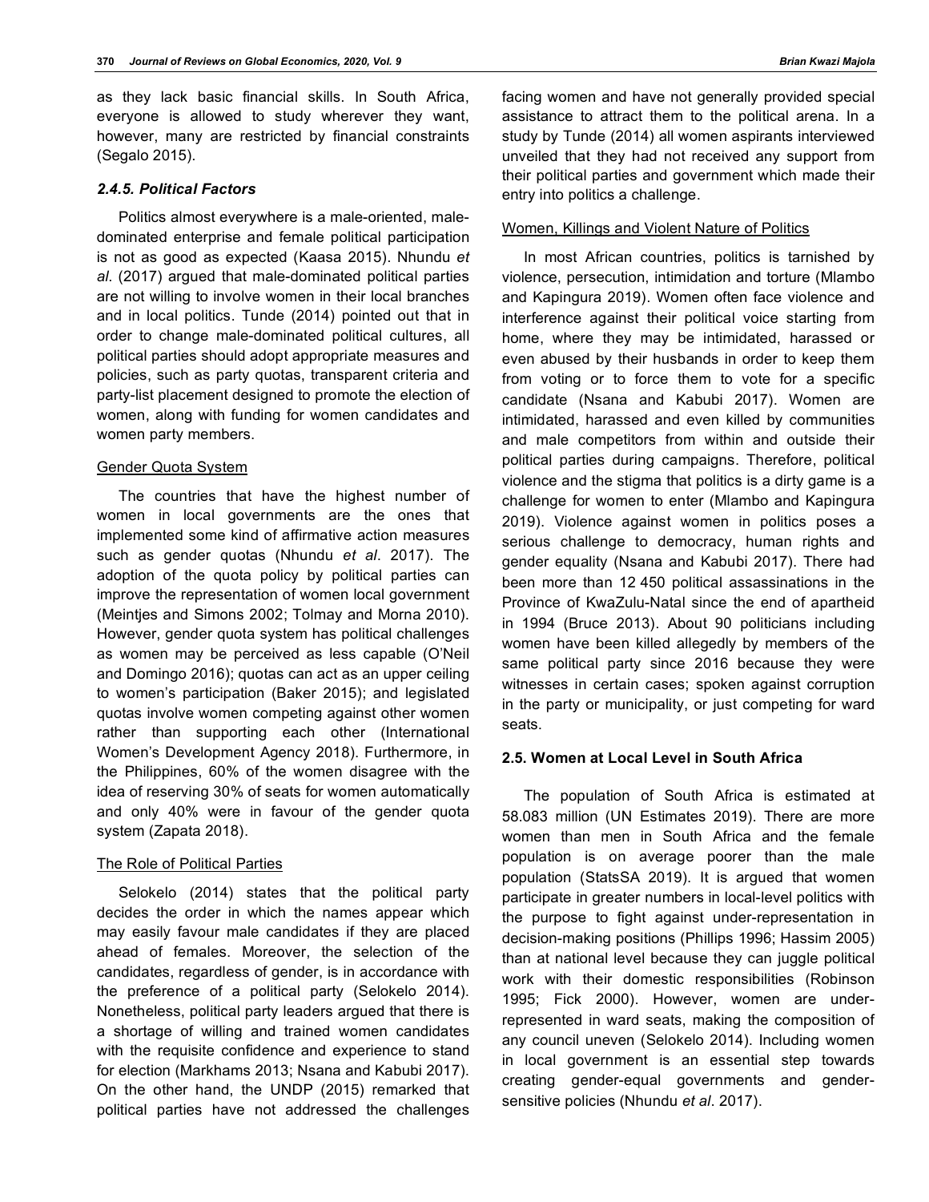as they lack basic financial skills. In South Africa, everyone is allowed to study wherever they want, however, many are restricted by financial constraints (Segalo 2015).

#### *2.4.5. Political Factors*

Politics almost everywhere is a male-oriented, male-dominated enterprise and female political participation is not as good as expected (Kaasa 2015). Nhundu *et al*. (2017) argued that male-dominated political parties are not willing to involve women in their local branches and in local politics. Tunde (2014) pointed out that in order to change male-dominated political cultures, all political parties should adopt appropriate measures and policies, such as party quotas, transparent criteria and party-list placement designed to promote the election of women, along with funding for women candidates and women party members.

<u>Gender Quota System</u>

The countries that have the highest number of women in local governments are the ones that implemented some kind of affirmative action measures such as gender quotas (Nhundu *et al*. 2017). The adoption of the quota policy by political parties can improve the representation of women local government (Meintjes and Simons 2002; Tolmay and Morna 2010). However, gender quota system has political challenges as women may be perceived as less capable (O'Neil and Domingo 2016); quotas can act as an upper ceiling to women's participation (Baker 2015); and legislated quotas involve women competing against other women rather than supporting each other (International Women's Development Agency 2018). Furthermore, in the Philippines, 60% of the women disagree with the idea of reserving 30% of seats for women automatically and only 40% were in favour of the gender quota system (Zapata 2018).

<u>The Role of Political Parties</u>

Selokelo (2014) states that the political party decides the order in which the names appear which may easily favour male candidates if they are placed ahead of females. Moreover, the selection of the candidates, regardless of gender, is in accordance with the preference of a political party (Selokelo 2014). Nonetheless, political party leaders argued that there is a shortage of willing and trained women candidates with the requisite confidence and experience to stand for election (Markhams 2013; Nsana and Kabubi 2017). On the other hand, the UNDP (2015) remarked that political parties have not addressed the challenges facing women and have not generally provided special assistance to attract them to the political arena. In a study by Tunde (2014) all women aspirants interviewed unveiled that they had not received any support from their political parties and government which made their entry into politics a challenge.

<u>Women, Killings and Violent Nature of Politics</u>

In most African countries, politics is tarnished by violence, persecution, intimidation and torture (Mlambo and Kapingura 2019). Women often face violence and interference against their political voice starting from home, where they may be intimidated, harassed or even abused by their husbands in order to keep them from voting or to force them to vote for a specific candidate (Nsana and Kabubi 2017). Women are intimidated, harassed and even killed by communities and male competitors from within and outside their political parties during campaigns. Therefore, political violence and the stigma that politics is a dirty game is a challenge for women to enter (Mlambo and Kapingura 2019). Violence against women in politics poses a serious challenge to democracy, human rights and gender equality (Nsana and Kabubi 2017). There had been more than 12 450 political assassinations in the Province of KwaZulu-Natal since the end of apartheid in 1994 (Bruce 2013). About 90 politicians including women have been killed allegedly by members of the same political party since 2016 because they were witnesses in certain cases; spoken against corruption in the party or municipality, or just competing for ward seats.

### **2.5. Women at Local Level in South Africa**

The population of South Africa is estimated at 58.083 million (UN Estimates 2019). There are more women than men in South Africa and the female population is on average poorer than the male population (StatsSA 2019). It is argued that women participate in greater numbers in local-level politics with the purpose to fight against under-representation in decision-making positions (Phillips 1996; Hassim 2005) than at national level because they can juggle political work with their domestic responsibilities (Robinson 1995; Fick 2000). However, women are under-represented in ward seats, making the composition of any council uneven (Selokelo 2014). Including women in local government is an essential step towards creating gender-equal governments and gender-sensitive policies (Nhundu *et al*. 2017).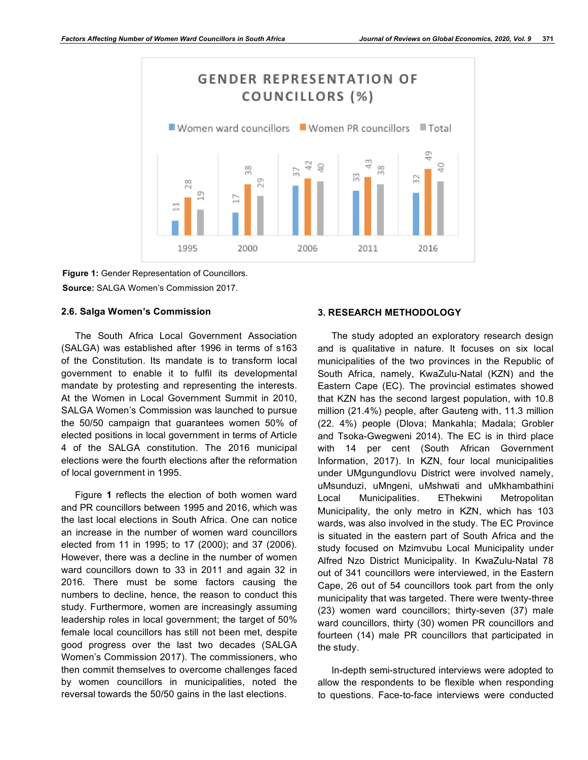**Figure 1:** Gender Representation of Councillors.

**Source:** SALGA Women's Commission 2017.

### 2.6. Salga Women's Commission

The South Africa Local Government Association (SALGA) was established after 1996 in terms of s163 of the Constitution. Its mandate is to transform local government to enable it to fulfil its developmental mandate by protesting and representing the interests. At the Women in Local Government Summit in 2010, SALGA Women's Commission was launched to pursue the 50/50 campaign that guarantees women 50% of elected positions in local government in terms of Article 4 of the SALGA constitution. The 2016 municipal elections were the fourth elections after the reformation of local government in 1995.

Figure **1** reflects the election of both women ward and PR councillors between 1995 and 2016, which was the last local elections in South Africa. One can notice an increase in the number of women ward councillors elected from 11 in 1995; to 17 (2000); and 37 (2006). However, there was a decline in the number of women ward councillors down to 33 in 2011 and again 32 in 2016. There must be some factors causing the numbers to decline, hence, the reason to conduct this study. Furthermore, women are increasingly assuming leadership roles in local government; the target of 50% female local councillors has still not been met, despite good progress over the last two decades (SALGA Women's Commission 2017). The commissioners, who then commit themselves to overcome challenges faced by women councillors in municipalities, noted the reversal towards the 50/50 gains in the last elections.

## 3. RESEARCH METHODOLOGY

The study adopted an exploratory research design and is qualitative in nature. It focuses on six local municipalities of the two provinces in the Republic of South Africa, namely, KwaZulu-Natal (KZN) and the Eastern Cape (EC). The provincial estimates showed that KZN has the second largest population, with 10.8 million (21.4%) people, after Gauteng with, 11.3 million (22. 4%) people (Dlova; Mankahla; Madala; Grobler and Tsoka-Gwegweni 2014). The EC is in third place with 14 per cent (South African Government Information, 2017). In KZN, four local municipalities under UMgungundlovu District were involved namely, uMsunduzi, uMngeni, uMshwati and uMkhambathini Local Municipalities. EThekwini Metropolitan Municipality, the only metro in KZN, which has 103 wards, was also involved in the study. The EC Province is situated in the eastern part of South Africa and the study focused on Mzimvubu Local Municipality under Alfred Nzo District Municipality. In KwaZulu-Natal 78 out of 341 councillors were interviewed, in the Eastern Cape, 26 out of 54 councillors took part from the only municipality that was targeted. There were twenty-three (23) women ward councillors; thirty-seven (37) male ward councillors, thirty (30) women PR councillors and fourteen (14) male PR councillors that participated in the study.

In-depth semi-structured interviews were adopted to allow the respondents to be flexible when responding to questions. Face-to-face interviews were conducted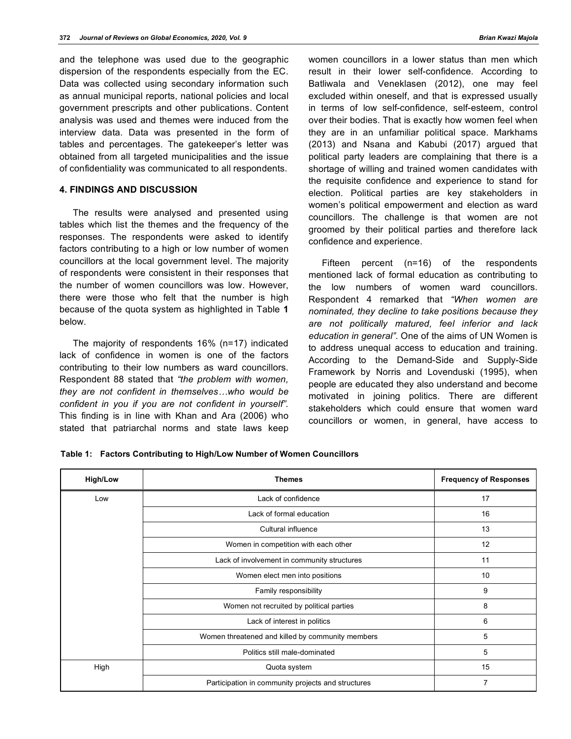and the telephone was used due to the geographic dispersion of the respondents especially from the EC. Data was collected using secondary information such as annual municipal reports, national policies and local government prescripts and other publications. Content analysis was used and themes were induced from the interview data. Data was presented in the form of tables and percentages. The gatekeeper's letter was obtained from all targeted municipalities and the issue of confidentiality was communicated to all respondents.

## 4. FINDINGS AND DISCUSSION

The results were analysed and presented using tables which list the themes and the frequency of the responses. The respondents were asked to identify factors contributing to a high or low number of women councillors at the local government level. The majority of respondents were consistent in their responses that the number of women councillors was low. However, there were those who felt that the number is high because of the quota system as highlighted in Table **1** below.

The majority of respondents 16% (n=17) indicated lack of confidence in women is one of the factors contributing to their low numbers as ward councillors. Respondent 88 stated that *"the problem with women, they are not confident in themselves…who would be confident in you if you are not confident in yourself".* This finding is in line with Khan and Ara (2006) who stated that patriarchal norms and state laws keep women councillors in a lower status than men which result in their lower self-confidence. According to Batliwala and Veneklasen (2012), one may feel excluded within oneself, and that is expressed usually in terms of low self-confidence, self-esteem, control over their bodies. That is exactly how women feel when they are in an unfamiliar political space. Markhams (2013) and Nsana and Kabubi (2017) argued that political party leaders are complaining that there is a shortage of willing and trained women candidates with the requisite confidence and experience to stand for election. Political parties are key stakeholders in women's political empowerment and election as ward councillors. The challenge is that women are not groomed by their political parties and therefore lack confidence and experience.

Fifteen percent (n=16) of the respondents mentioned lack of formal education as contributing to the low numbers of women ward councillors. Respondent 4 remarked that *"When women are nominated, they decline to take positions because they are not politically matured, feel inferior and lack education in general"*. One of the aims of UN Women is to address unequal access to education and training. According to the Demand-Side and Supply-Side Framework by Norris and Lovenduski (1995), when people are educated they also understand and become motivated in joining politics. There are different stakeholders which could ensure that women ward councillors or women, in general, have access to

**Table 1: Factors Contributing to High/Low Number of Women Councillors**

| High/Low | Themes | Frequency of Responses |
|---|---|---|
| Low | Lack of confidence | 17 |
| | Lack of formal education | 16 |
| | Cultural influence | 13 |
| | Women in competition with each other | 12 |
| | Lack of involvement in community structures | 11 |
| | Women elect men into positions | 10 |
| | Family responsibility | 9 |
| | Women not recruited by political parties | 8 |
| | Lack of interest in politics | 6 |
| | Women threatened and killed by community members | 5 |
| | Politics still male-dominated | 5 |
| High | Quota system | 15 |
| | Participation in community projects and structures | 7 |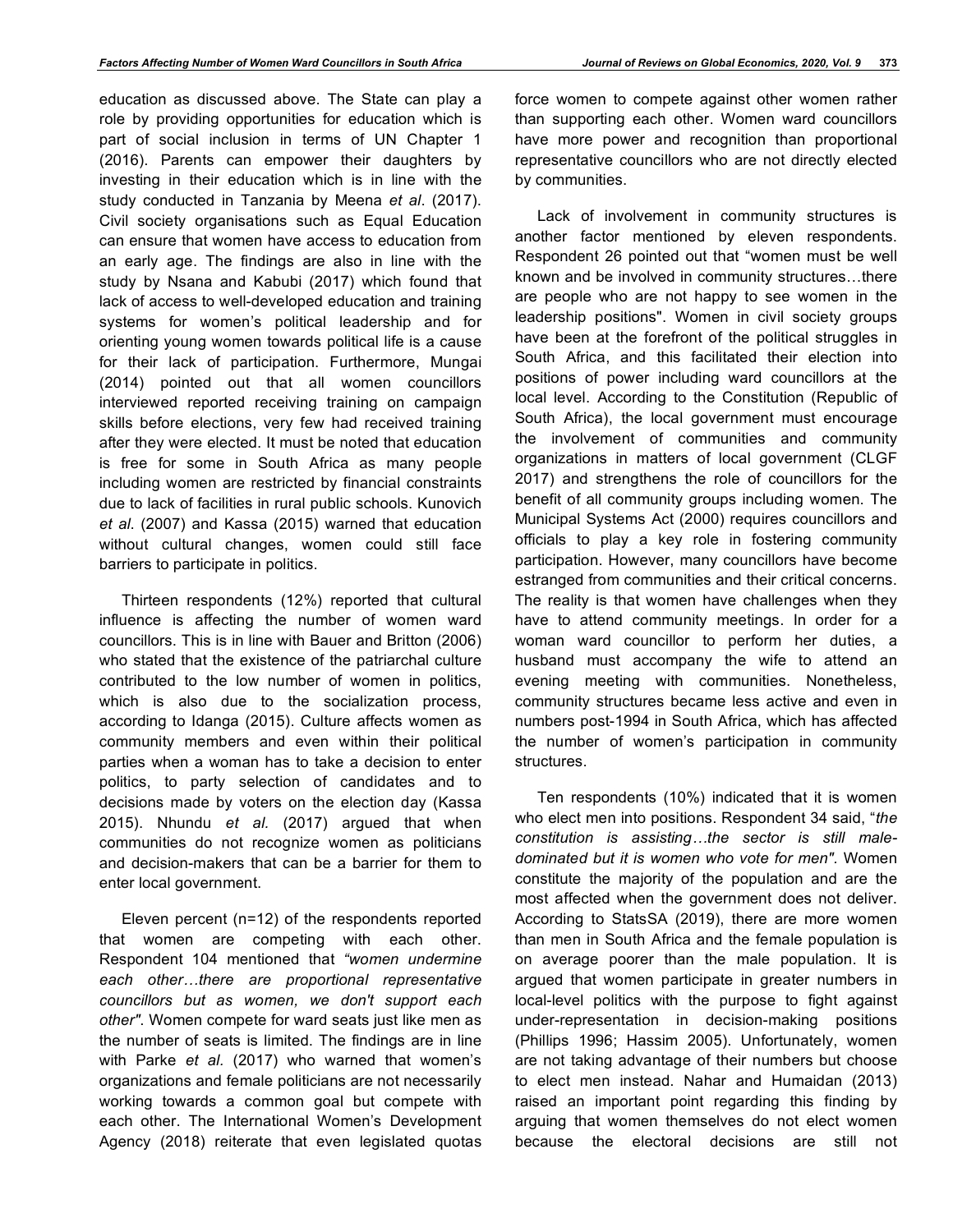education as discussed above. The State can play a role by providing opportunities for education which is part of social inclusion in terms of UN Chapter 1 (2016). Parents can empower their daughters by investing in their education which is in line with the study conducted in Tanzania by Meena *et al*. (2017). Civil society organisations such as Equal Education can ensure that women have access to education from an early age. The findings are also in line with the study by Nsana and Kabubi (2017) which found that lack of access to well-developed education and training systems for women's political leadership and for orienting young women towards political life is a cause for their lack of participation. Furthermore, Mungai (2014) pointed out that all women councillors interviewed reported receiving training on campaign skills before elections, very few had received training after they were elected. It must be noted that education is free for some in South Africa as many people including women are restricted by financial constraints due to lack of facilities in rural public schools. Kunovich *et al.* (2007) and Kassa (2015) warned that education without cultural changes, women could still face barriers to participate in politics.

Thirteen respondents (12%) reported that cultural influence is affecting the number of women ward councillors. This is in line with Bauer and Britton (2006) who stated that the existence of the patriarchal culture contributed to the low number of women in politics, which is also due to the socialization process, according to Idanga (2015). Culture affects women as community members and even within their political parties when a woman has to take a decision to enter politics, to party selection of candidates and to decisions made by voters on the election day (Kassa 2015). Nhundu *et al.* (2017) argued that when communities do not recognize women as politicians and decision-makers that can be a barrier for them to enter local government.

Eleven percent (n=12) of the respondents reported that women are competing with each other. Respondent 104 mentioned that *"women undermine each other…there are proportional representative councillors but as women, we don't support each other"*. Women compete for ward seats just like men as the number of seats is limited. The findings are in line with Parke *et al.* (2017) who warned that women's organizations and female politicians are not necessarily working towards a common goal but compete with each other. The International Women's Development Agency (2018) reiterate that even legislated quotas force women to compete against other women rather than supporting each other. Women ward councillors have more power and recognition than proportional representative councillors who are not directly elected by communities.

Lack of involvement in community structures is another factor mentioned by eleven respondents. Respondent 26 pointed out that "women must be well known and be involved in community structures…there are people who are not happy to see women in the leadership positions". Women in civil society groups have been at the forefront of the political struggles in South Africa, and this facilitated their election into positions of power including ward councillors at the local level. According to the Constitution (Republic of South Africa), the local government must encourage the involvement of communities and community organizations in matters of local government (CLGF 2017) and strengthens the role of councillors for the benefit of all community groups including women. The Municipal Systems Act (2000) requires councillors and officials to play a key role in fostering community participation. However, many councillors have become estranged from communities and their critical concerns. The reality is that women have challenges when they have to attend community meetings. In order for a woman ward councillor to perform her duties, a husband must accompany the wife to attend an evening meeting with communities. Nonetheless, community structures became less active and even in numbers post-1994 in South Africa, which has affected the number of women's participation in community structures.

Ten respondents (10%) indicated that it is women who elect men into positions. Respondent 34 said, "*the constitution is assisting…the sector is still male-dominated but it is women who vote for men"*. Women constitute the majority of the population and are the most affected when the government does not deliver. According to StatsSA (2019), there are more women than men in South Africa and the female population is on average poorer than the male population. It is argued that women participate in greater numbers in local-level politics with the purpose to fight against under-representation in decision-making positions (Phillips 1996; Hassim 2005). Unfortunately, women are not taking advantage of their numbers but choose to elect men instead. Nahar and Humaidan (2013) raised an important point regarding this finding by arguing that women themselves do not elect women because the electoral decisions are still not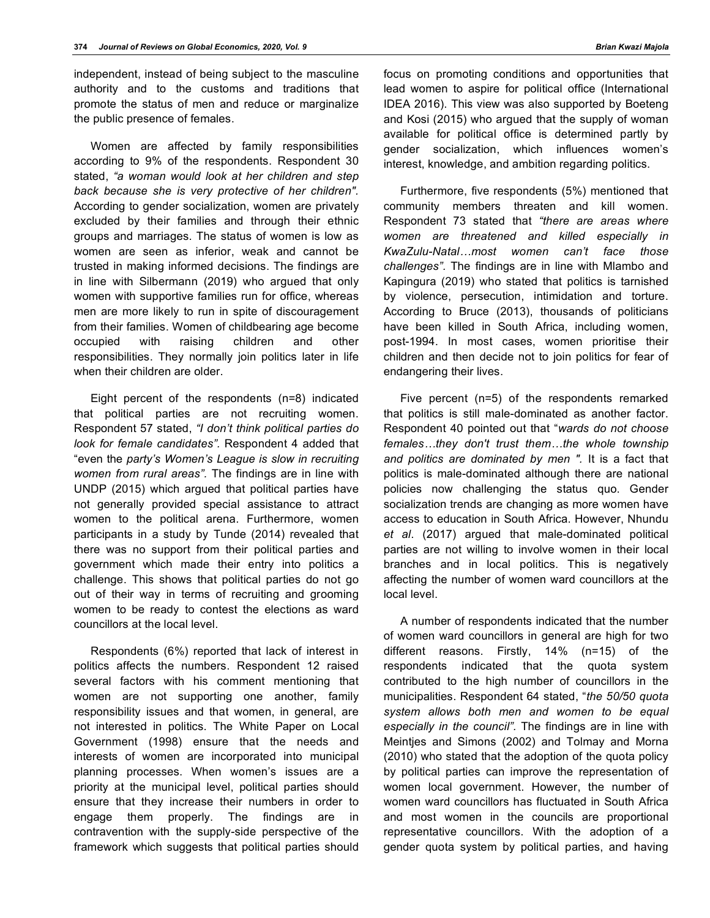independent, instead of being subject to the masculine authority and to the customs and traditions that promote the status of men and reduce or marginalize the public presence of females.

Women are affected by family responsibilities according to 9% of the respondents. Respondent 30 stated, *"a woman would look at her children and step back because she is very protective of her children"*. According to gender socialization, women are privately excluded by their families and through their ethnic groups and marriages. The status of women is low as women are seen as inferior, weak and cannot be trusted in making informed decisions. The findings are in line with Silbermann (2019) who argued that only women with supportive families run for office, whereas men are more likely to run in spite of discouragement from their families. Women of childbearing age become occupied with raising children and other responsibilities. They normally join politics later in life when their children are older.

Eight percent of the respondents (n=8) indicated that political parties are not recruiting women. Respondent 57 stated, *"I don't think political parties do look for female candidates"*. Respondent 4 added that "even the *party's Women's League is slow in recruiting women from rural areas"*. The findings are in line with UNDP (2015) which argued that political parties have not generally provided special assistance to attract women to the political arena. Furthermore, women participants in a study by Tunde (2014) revealed that there was no support from their political parties and government which made their entry into politics a challenge. This shows that political parties do not go out of their way in terms of recruiting and grooming women to be ready to contest the elections as ward councillors at the local level.

Respondents (6%) reported that lack of interest in politics affects the numbers. Respondent 12 raised several factors with his comment mentioning that women are not supporting one another, family responsibility issues and that women, in general, are not interested in politics. The White Paper on Local Government (1998) ensure that the needs and interests of women are incorporated into municipal planning processes. When women's issues are a priority at the municipal level, political parties should ensure that they increase their numbers in order to engage them properly. The findings are in contravention with the supply-side perspective of the framework which suggests that political parties should focus on promoting conditions and opportunities that lead women to aspire for political office (International IDEA 2016). This view was also supported by Boeteng and Kosi (2015) who argued that the supply of woman available for political office is determined partly by gender socialization, which influences women's interest, knowledge, and ambition regarding politics.

Furthermore, five respondents (5%) mentioned that community members threaten and kill women. Respondent 73 stated that *"there are areas where women are threatened and killed especially in KwaZulu-Natal…most women can't face those challenges"*. The findings are in line with Mlambo and Kapingura (2019) who stated that politics is tarnished by violence, persecution, intimidation and torture. According to Bruce (2013), thousands of politicians have been killed in South Africa, including women, post-1994. In most cases, women prioritise their children and then decide not to join politics for fear of endangering their lives.

Five percent (n=5) of the respondents remarked that politics is still male-dominated as another factor. Respondent 40 pointed out that "*wards do not choose females…they don't trust them…the whole township and politics are dominated by men "*. It is a fact that politics is male-dominated although there are national policies now challenging the status quo. Gender socialization trends are changing as more women have access to education in South Africa. However, Nhundu *et al*. (2017) argued that male-dominated political parties are not willing to involve women in their local branches and in local politics. This is negatively affecting the number of women ward councillors at the local level.

A number of respondents indicated that the number of women ward councillors in general are high for two different reasons. Firstly, 14% (n=15) of the respondents indicated that the quota system contributed to the high number of councillors in the municipalities. Respondent 64 stated, "*the 50/50 quota system allows both men and women to be equal especially in the council"*. The findings are in line with Meintjes and Simons (2002) and Tolmay and Morna (2010) who stated that the adoption of the quota policy by political parties can improve the representation of women local government. However, the number of women ward councillors has fluctuated in South Africa and most women in the councils are proportional representative councillors. With the adoption of a gender quota system by political parties, and having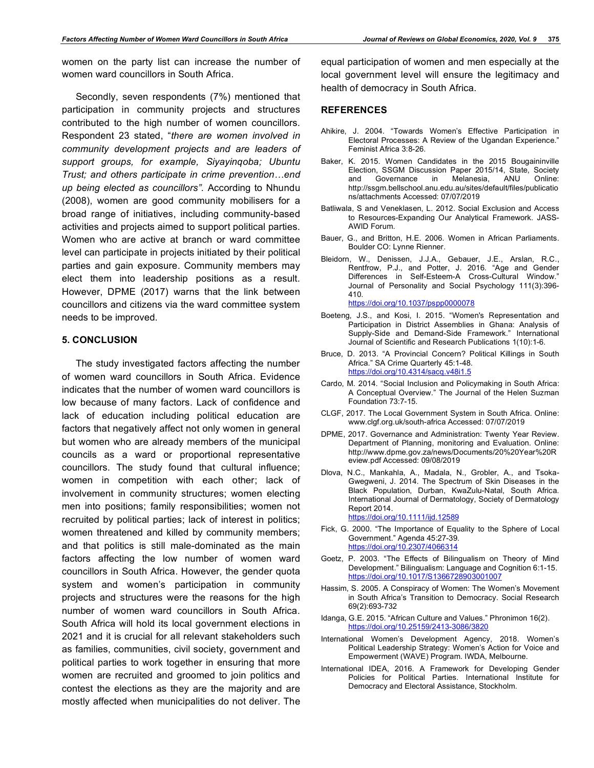women on the party list can increase the number of women ward councillors in South Africa.

Secondly, seven respondents (7%) mentioned that participation in community projects and structures contributed to the high number of women councillors. Respondent 23 stated, "*there are women involved in community development projects and are leaders of support groups, for example, Siyayinqoba; Ubuntu Trust; and others participate in crime prevention…end up being elected as councillors".* According to Nhundu (2008), women are good community mobilisers for a broad range of initiatives, including community-based activities and projects aimed to support political parties. Women who are active at branch or ward committee level can participate in projects initiated by their political parties and gain exposure. Community members may elect them into leadership positions as a result. However, DPME (2017) warns that the link between councillors and citizens via the ward committee system needs to be improved.

## 5. CONCLUSION

The study investigated factors affecting the number of women ward councillors in South Africa. Evidence indicates that the number of women ward councillors is low because of many factors. Lack of confidence and lack of education including political education are factors that negatively affect not only women in general but women who are already members of the municipal councils as a ward or proportional representative councillors. The study found that cultural influence; women in competition with each other; lack of involvement in community structures; women electing men into positions; family responsibilities; women not recruited by political parties; lack of interest in politics; women threatened and killed by community members; and that politics is still male-dominated as the main factors affecting the low number of women ward councillors in South Africa. However, the gender quota system and women's participation in community projects and structures were the reasons for the high number of women ward councillors in South Africa. South Africa will hold its local government elections in 2021 and it is crucial for all relevant stakeholders such as families, communities, civil society, government and political parties to work together in ensuring that more women are recruited and groomed to join politics and contest the elections as they are the majority and are mostly affected when municipalities do not deliver. The equal participation of women and men especially at the local government level will ensure the legitimacy and health of democracy in South Africa.

## REFERENCES

Ahikire, J. 2004. "Towards Women's Effective Participation in Electoral Processes: A Review of the Ugandan Experience." Feminist Africa 3:8-26.

Baker, K. 2015. Women Candidates in the 2015 Bougaininville Election, SSGM Discussion Paper 2015/14, State, Society and Governance in Melanesia, ANU Online: http://ssgm.bellschool.anu.edu.au/sites/default/files/publications/attachments Accessed: 07/07/2019

Batliwala, S and Veneklasen, L. 2012. Social Exclusion and Access to Resources-Expanding Our Analytical Framework. JASS-AWID Forum.

Bauer, G., and Britton, H.E. 2006. Women in African Parliaments. Boulder CO: Lynne Rienner.

Bleidorn, W., Denissen, J.J.A., Gebauer, J.E., Arslan, R.C., Rentfrow, P.J., and Potter, J. 2016. "Age and Gender Differences in Self-Esteem-A Cross-Cultural Window." Journal of Personality and Social Psychology 111(3):396-410. https://doi.org/10.1037/pspp0000078

Boeteng, J.S., and Kosi, I. 2015. "Women's Representation and Participation in District Assemblies in Ghana: Analysis of Supply-Side and Demand-Side Framework." International Journal of Scientific and Research Publications 1(10):1-6.

Bruce, D. 2013. "A Provincial Concern? Political Killings in South Africa." SA Crime Quarterly 45:1-48. https://doi.org/10.4314/sacq.v48i1.5

Cardo, M. 2014. "Social Inclusion and Policymaking in South Africa: A Conceptual Overview." The Journal of the Helen Suzman Foundation 73:7-15.

CLGF, 2017. The Local Government System in South Africa. Online: www.clgf.org.uk/south-africa Accessed: 07/07/2019

DPME, 2017. Governance and Administration: Twenty Year Review. Department of Planning, monitoring and Evaluation. Online: http://www.dpme.gov.za/news/Documents/20%20Year%20Review.pdf Accessed: 09/08/2019

Dlova, N.C., Mankahla, A., Madala, N., Grobler, A., and Tsoka-Gwegweni, J. 2014. The Spectrum of Skin Diseases in the Black Population, Durban, KwaZulu-Natal, South Africa. International Journal of Dermatology, Society of Dermatology Report 2014. https://doi.org/10.1111/ijd.12589

Fick, G. 2000. "The Importance of Equality to the Sphere of Local Government." Agenda 45:27-39. https://doi.org/10.2307/4066314

Goetz, P. 2003. "The Effects of Bilingualism on Theory of Mind Development." Bilingualism: Language and Cognition 6:1-15. https://doi.org/10.1017/S1366728903001007

Hassim, S. 2005. A Conspiracy of Women: The Women's Movement in South Africa's Transition to Democracy. Social Research 69(2):693-732

Idanga, G.E. 2015. "African Culture and Values." Phronimon 16(2). https://doi.org/10.25159/2413-3086/3820

International Women's Development Agency, 2018. Women's Political Leadership Strategy: Women's Action for Voice and Empowerment (WAVE) Program. IWDA, Melbourne.

International IDEA, 2016. A Framework for Developing Gender Policies for Political Parties. International Institute for Democracy and Electoral Assistance, Stockholm.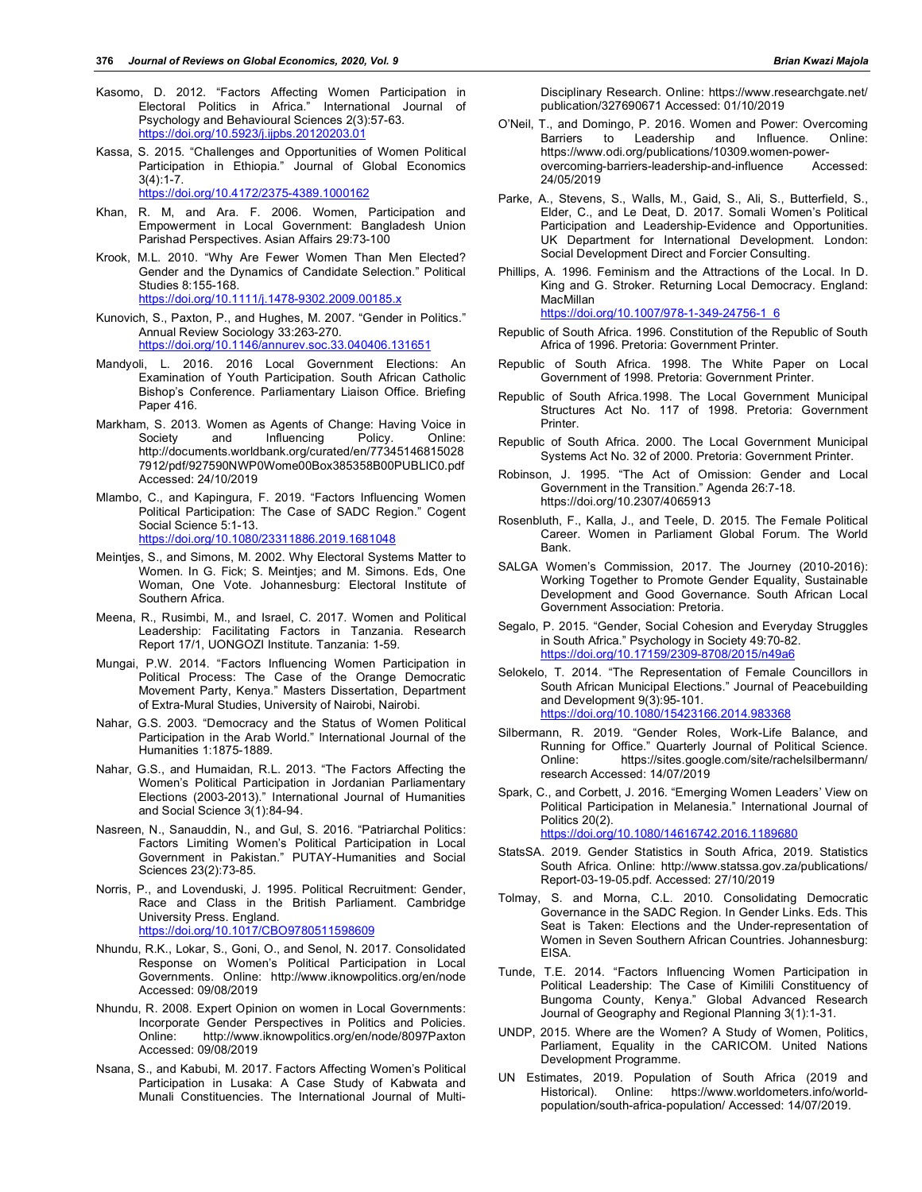Kasomo, D. 2012. "Factors Affecting Women Participation in Electoral Politics in Africa." International Journal of Psychology and Behavioural Sciences 2(3):57-63. https://doi.org/10.5923/j.ijpbs.20120203.01

Kassa, S. 2015. "Challenges and Opportunities of Women Political Participation in Ethiopia." Journal of Global Economics 3(4):1-7. https://doi.org/10.4172/2375-4389.1000162

Khan, R. M, and Ara. F. 2006. Women, Participation and Empowerment in Local Government: Bangladesh Union Parishad Perspectives. Asian Affairs 29:73-100

Krook, M.L. 2010. "Why Are Fewer Women Than Men Elected? Gender and the Dynamics of Candidate Selection." Political Studies 8:155-168. https://doi.org/10.1111/j.1478-9302.2009.00185.x

Kunovich, S., Paxton, P., and Hughes, M. 2007. "Gender in Politics." Annual Review Sociology 33:263-270. https://doi.org/10.1146/annurev.soc.33.040406.131651

Mandyoli, L. 2016. 2016 Local Government Elections: An Examination of Youth Participation. South African Catholic Bishop's Conference. Parliamentary Liaison Office. Briefing Paper 416.

Markham, S. 2013. Women as Agents of Change: Having Voice in Society and Influencing Policy. Online: http://documents.worldbank.org/curated/en/773451468150287912/pdf/927590NWP0Wome00Box385358B00PUBLIC0.pdf Accessed: 24/10/2019

Mlambo, C., and Kapingura, F. 2019. "Factors Influencing Women Political Participation: The Case of SADC Region." Cogent Social Science 5:1-13. https://doi.org/10.1080/23311886.2019.1681048

Meintjes, S., and Simons, M. 2002. Why Electoral Systems Matter to Women. In G. Fick; S. Meintjes; and M. Simons. Eds, One Woman, One Vote. Johannesburg: Electoral Institute of Southern Africa.

Meena, R., Rusimbi, M., and Israel, C. 2017. Women and Political Leadership: Facilitating Factors in Tanzania. Research Report 17/1, UONGOZI Institute. Tanzania: 1-59.

Mungai, P.W. 2014. "Factors Influencing Women Participation in Political Process: The Case of the Orange Democratic Movement Party, Kenya." Masters Dissertation, Department of Extra-Mural Studies, University of Nairobi, Nairobi.

Nahar, G.S. 2003. "Democracy and the Status of Women Political Participation in the Arab World." International Journal of the Humanities 1:1875-1889.

Nahar, G.S., and Humaidan, R.L. 2013. "The Factors Affecting the Women's Political Participation in Jordanian Parliamentary Elections (2003-2013)." International Journal of Humanities and Social Science 3(1):84-94.

Nasreen, N., Sanauddin, N., and Gul, S. 2016. "Patriarchal Politics: Factors Limiting Women's Political Participation in Local Government in Pakistan." PUTAY-Humanities and Social Sciences 23(2):73-85.

Norris, P., and Lovenduski, J. 1995. Political Recruitment: Gender, Race and Class in the British Parliament. Cambridge University Press. England. https://doi.org/10.1017/CBO9780511598609

Nhundu, R.K., Lokar, S., Goni, O., and Senol, N. 2017. Consolidated Response on Women's Political Participation in Local Governments. Online: http://www.iknowpolitics.org/en/node Accessed: 09/08/2019

Nhundu, R. 2008. Expert Opinion on women in Local Governments: Incorporate Gender Perspectives in Politics and Policies. Online: http://www.iknowpolitics.org/en/node/8097Paxton Accessed: 09/08/2019

Nsana, S., and Kabubi, M. 2017. Factors Affecting Women's Political Participation in Lusaka: A Case Study of Kabwata and Munali Constituencies. The International Journal of Multi-Disciplinary Research. Online: https://www.researchgate.net/publication/327690671 Accessed: 01/10/2019

O'Neil, T., and Domingo, P. 2016. Women and Power: Overcoming Barriers to Leadership and Influence. Online: https://www.odi.org/publications/10309.women-power-overcoming-barriers-leadership-and-influence Accessed: 24/05/2019

Parke, A., Stevens, S., Walls, M., Gaid, S., Ali, S., Butterfield, S., Elder, C., and Le Deat, D. 2017. Somali Women's Political Participation and Leadership-Evidence and Opportunities. UK Department for International Development. London: Social Development Direct and Forcier Consulting.

Phillips, A. 1996. Feminism and the Attractions of the Local. In D. King and G. Stroker. Returning Local Democracy. England: MacMillan https://doi.org/10.1007/978-1-349-24756-1_6

Republic of South Africa. 1996. Constitution of the Republic of South Africa of 1996. Pretoria: Government Printer.

Republic of South Africa. 1998. The White Paper on Local Government of 1998. Pretoria: Government Printer.

Republic of South Africa.1998. The Local Government Municipal Structures Act No. 117 of 1998. Pretoria: Government Printer.

Republic of South Africa. 2000. The Local Government Municipal Systems Act No. 32 of 2000. Pretoria: Government Printer.

Robinson, J. 1995. "The Act of Omission: Gender and Local Government in the Transition." Agenda 26:7-18. https://doi.org/10.2307/4065913

Rosenbluth, F., Kalla, J., and Teele, D. 2015. The Female Political Career. Women in Parliament Global Forum. The World Bank.

SALGA Women's Commission, 2017. The Journey (2010-2016): Working Together to Promote Gender Equality, Sustainable Development and Good Governance. South African Local Government Association: Pretoria.

Segalo, P. 2015. "Gender, Social Cohesion and Everyday Struggles in South Africa." Psychology in Society 49:70-82. https://doi.org/10.17159/2309-8708/2015/n49a6

Selokelo, T. 2014. "The Representation of Female Councillors in South African Municipal Elections." Journal of Peacebuilding and Development 9(3):95-101. https://doi.org/10.1080/15423166.2014.983368

Silbermann, R. 2019. "Gender Roles, Work-Life Balance, and Running for Office." Quarterly Journal of Political Science. Online: https://sites.google.com/site/rachelsilbermann/research Accessed: 14/07/2019

Spark, C., and Corbett, J. 2016. "Emerging Women Leaders' View on Political Participation in Melanesia." International Journal of Politics 20(2). https://doi.org/10.1080/14616742.2016.1189680

StatsSA. 2019. Gender Statistics in South Africa, 2019. Statistics South Africa. Online: http://www.statssa.gov.za/publications/Report-03-19-05.pdf. Accessed: 27/10/2019

Tolmay, S. and Morna, C.L. 2010. Consolidating Democratic Governance in the SADC Region. In Gender Links. Eds. This Seat is Taken: Elections and the Under-representation of Women in Seven Southern African Countries. Johannesburg: EISA.

Tunde, T.E. 2014. "Factors Influencing Women Participation in Political Leadership: The Case of Kimilili Constituency of Bungoma County, Kenya." Global Advanced Research Journal of Geography and Regional Planning 3(1):1-31.

UNDP, 2015. Where are the Women? A Study of Women, Politics, Parliament, Equality in the CARICOM. United Nations Development Programme.

UN Estimates, 2019. Population of South Africa (2019 and Historical). Online: https://www.worldometers.info/world-population/south-africa-population/ Accessed: 14/07/2019.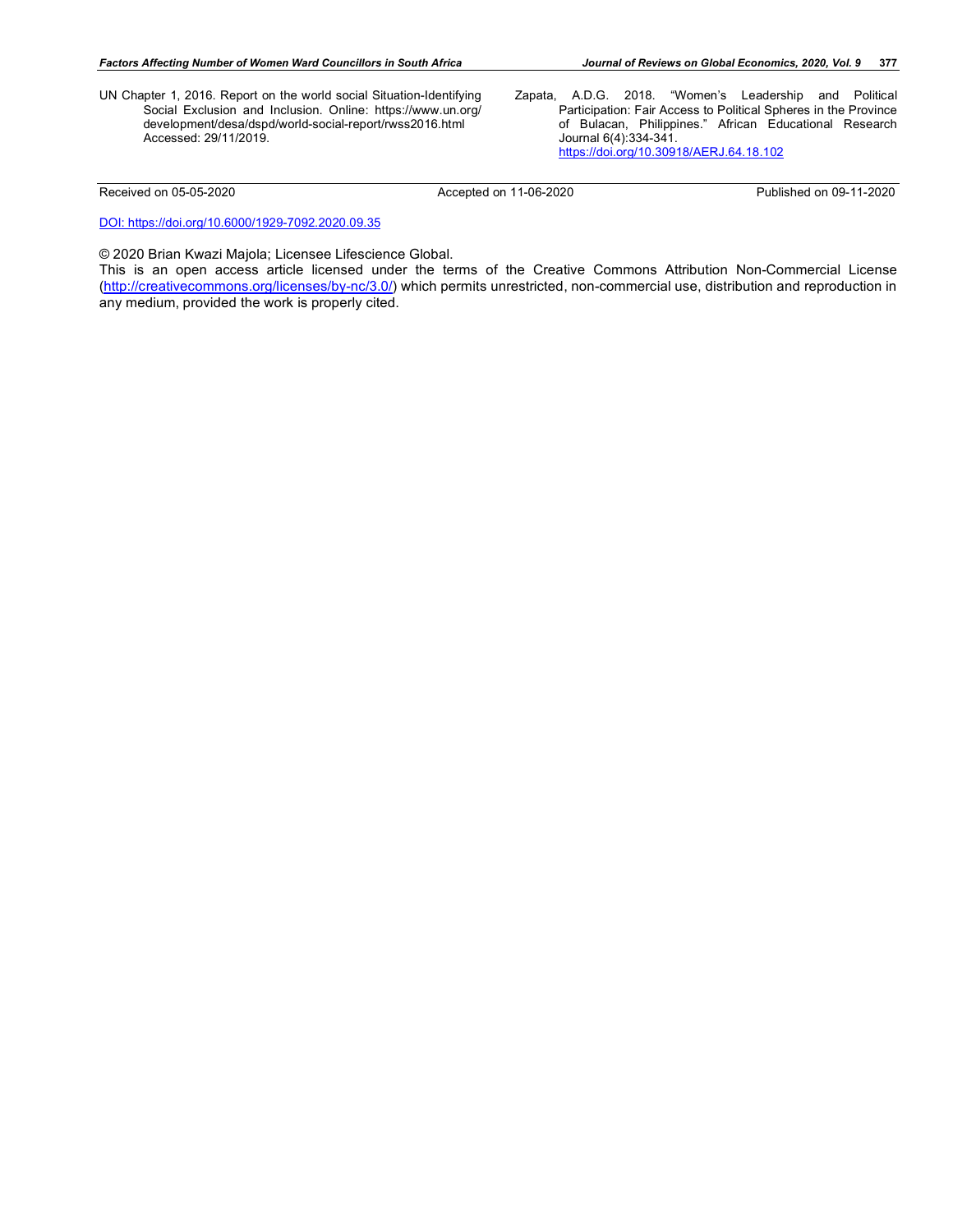UN Chapter 1, 2016. Report on the world social Situation-Identifying Social Exclusion and Inclusion. Online: https://www.un.org/development/desa/dspd/world-social-report/rwss2016.html Accessed: 29/11/2019.

Zapata, A.D.G. 2018. "Women's Leadership and Political Participation: Fair Access to Political Spheres in the Province of Bulacan, Philippines." African Educational Research Journal 6(4):334-341. https://doi.org/10.30918/AERJ.64.18.102

Received on 05-05-2020 | Accepted on 11-06-2020 | Published on 09-11-2020

DOI: https://doi.org/10.6000/1929-7092.2020.09.35

© 2020 Brian Kwazi Majola; Licensee Lifescience Global.

This is an open access article licensed under the terms of the Creative Commons Attribution Non-Commercial License (http://creativecommons.org/licenses/by-nc/3.0/) which permits unrestricted, non-commercial use, distribution and reproduction in any medium, provided the work is properly cited.